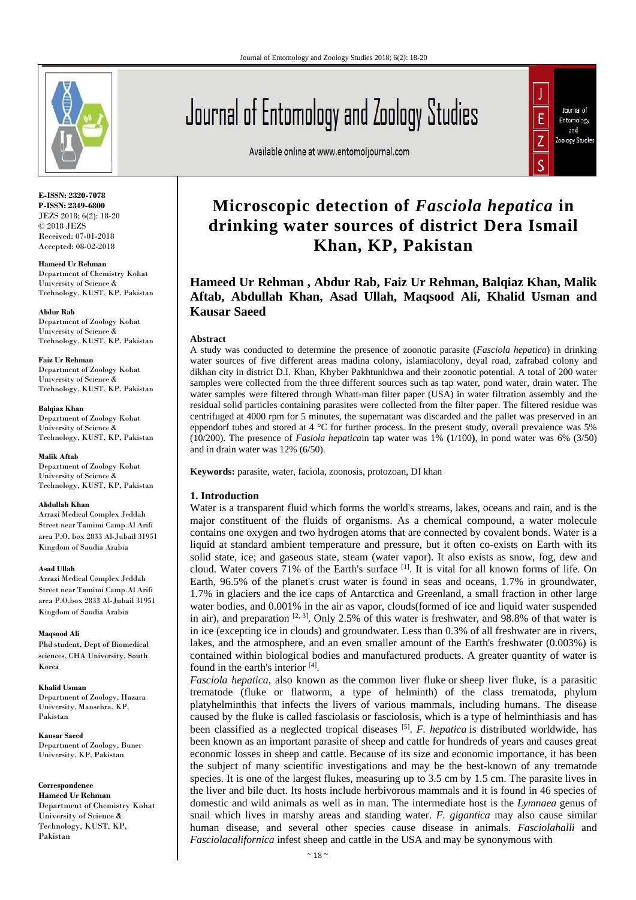E-ISSN: 2320-7078
P-ISSN: 2349-6800
JEZS 2018; 6(2): 18-20
© 2018 JEZS
Received: 07-01-2018
Accepted: 08-02-2018

**Hameed Ur Rehman**
Department of Chemistry Kohat University of Science & Technology, KUST, KP, Pakistan

**Abdur Rab**
Department of Zoology Kohat University of Science & Technology, KUST, KP, Pakistan

**Faiz Ur Rehman**
Department of Zoology Kohat University of Science & Technology, KUST, KP, Pakistan

**Balqiaz Khan**
Department of Zoology Kohat University of Science & Technology, KUST, KP, Pakistan

**Malik Aftab**
Department of Zoology Kohat University of Science & Technology, KUST, KP, Pakistan

**Abdullah Khan**
Arrazi Medical Complex Jeddah Street near Tamimi Camp.Al Arifi area P.O. box 2833 Al-Jubail 31951 Kingdom of Saudia Arabia

**Asad Ullah**
Arrazi Medical Complex Jeddah Street near Tamimi Camp.Al Arifi area P.O.box 2833 Al-Jubail 31951 Kingdom of Saudia Arabia

**Maqsood Ali**
Phd student, Dept of Biomedical sciences, CHA University, South Korea

**Khalid Usman**
Department of Zoology, Hazara University, Mansehra, KP, Pakistan

**Kausar Saeed**
Department of Zoology, Buner University, KP, Pakistan

**Correspondence**
**Hameed Ur Rehman**
Department of Chemistry Kohat University of Science & Technology, KUST, KP, Pakistan

# Microscopic detection of *Fasciola hepatica* in drinking water sources of district Dera Ismail Khan, KP, Pakistan

**Hameed Ur Rehman , Abdur Rab, Faiz Ur Rehman, Balqiaz Khan, Malik Aftab, Abdullah Khan, Asad Ullah, Maqsood Ali, Khalid Usman and Kausar Saeed**

## Abstract

A study was conducted to determine the presence of zoonotic parasite (*Fasciola hepatica*) in drinking water sources of five different areas madina colony, islamiacolony, deyal road, zafrabad colony and dikhan city in district D.I. Khan, Khyber Pakhtunkhwa and their zoonotic potential. A total of 200 water samples were collected from the three different sources such as tap water, pond water, drain water. The water samples were filtered through Whatt-man filter paper (USA) in water filtration assembly and the residual solid particles containing parasites were collected from the filter paper. The filtered residue was centrifuged at 4000 rpm for 5 minutes, the supernatant was discarded and the pallet was preserved in an eppendorf tubes and stored at 4 °C for further process. In the present study, overall prevalence was 5% (10/200). The presence of *Fasiola hepatica*in tap water was 1% **(**1/100**)**, in pond water was 6% (3/50) and in drain water was 12% (6/50).

**Keywords:** parasite, water, faciola, zoonosis, protozoan, DI khan

## 1. Introduction

Water is a transparent fluid which forms the world's streams, lakes, oceans and rain, and is the major constituent of the fluids of organisms. As a chemical compound, a water molecule contains one oxygen and two hydrogen atoms that are connected by covalent bonds. Water is a liquid at standard ambient temperature and pressure, but it often co-exists on Earth with its solid state, ice; and gaseous state, steam (water vapor). It also exists as snow, fog, dew and cloud. Water covers 71% of the Earth's surface [1]. It is vital for all known forms of life. On Earth, 96.5% of the planet's crust water is found in seas and oceans, 1.7% in groundwater, 1.7% in glaciers and the ice caps of Antarctica and Greenland, a small fraction in other large water bodies, and 0.001% in the air as vapor, clouds(formed of ice and liquid water suspended in air), and preparation [2, 3]. Only 2.5% of this water is freshwater, and 98.8% of that water is in ice (excepting ice in clouds) and groundwater. Less than 0.3% of all freshwater are in rivers, lakes, and the atmosphere, and an even smaller amount of the Earth's freshwater (0.003%) is contained within biological bodies and manufactured products. A greater quantity of water is found in the earth's interior [4].

*Fasciola hepatica*, also known as the common liver fluke or sheep liver fluke, is a parasitic trematode (fluke or flatworm, a type of helminth) of the class trematoda, phylum platyhelminthis that infects the livers of various mammals, including humans. The disease caused by the fluke is called fasciolasis or fasciolosis, which is a type of helminthiasis and has been classified as a neglected tropical diseases [5]. *F. hepatica* is distributed worldwide, has been known as an important parasite of sheep and cattle for hundreds of years and causes great economic losses in sheep and cattle. Because of its size and economic importance, it has been the subject of many scientific investigations and may be the best-known of any trematode species. It is one of the largest flukes, measuring up to 3.5 cm by 1.5 cm. The parasite lives in the liver and bile duct. Its hosts include herbivorous mammals and it is found in 46 species of domestic and wild animals as well as in man. The intermediate host is the *Lymnaea* genus of snail which lives in marshy areas and standing water. *F. gigantica* may also cause similar human disease, and several other species cause disease in animals. *Fasciolahalli* and *Fasciolacalifornica* infest sheep and cattle in the USA and may be synonymous with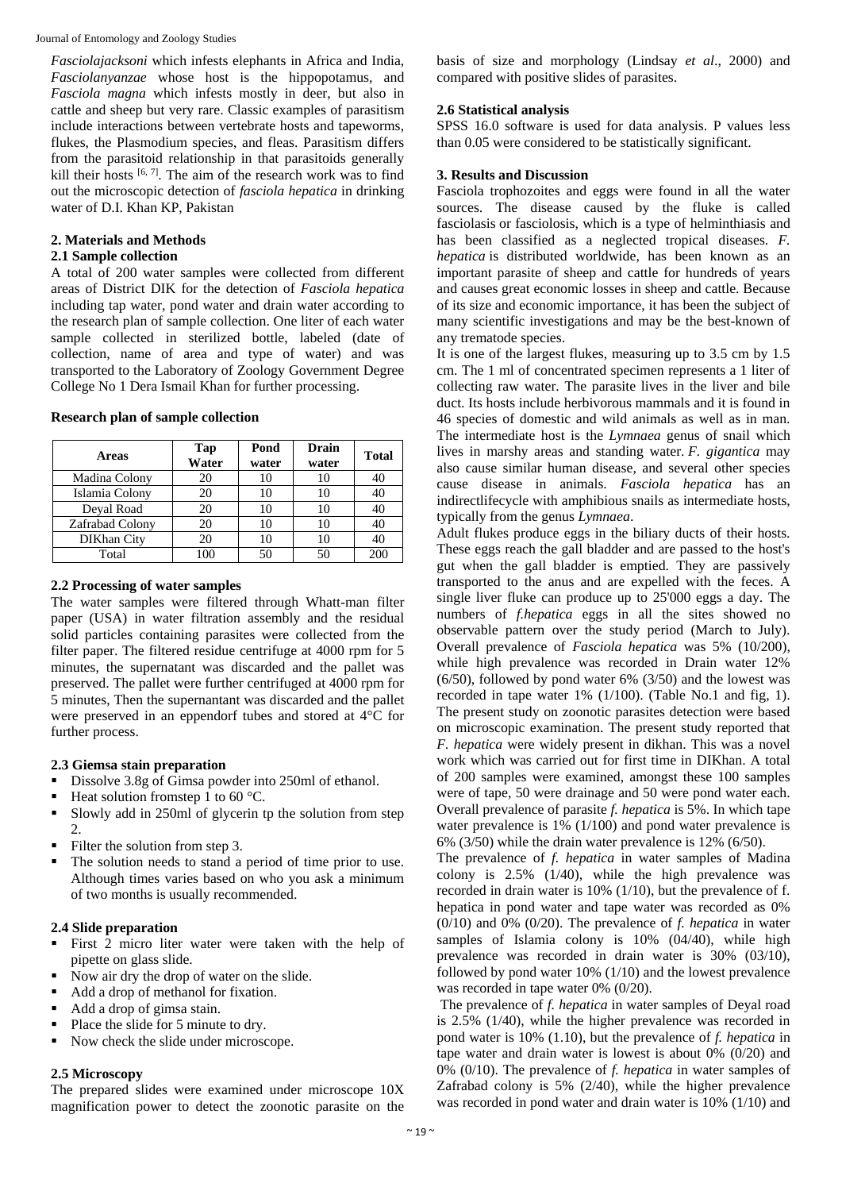*Fasciolajacksoni* which infests elephants in Africa and India, *Fasciolanyanzae* whose host is the hippopotamus, and *Fasciola magna* which infests mostly in deer, but also in cattle and sheep but very rare. Classic examples of parasitism include interactions between vertebrate hosts and tapeworms, flukes, the Plasmodium species, and fleas. Parasitism differs from the parasitoid relationship in that parasitoids generally kill their hosts [6, 7]. The aim of the research work was to find out the microscopic detection of *fasciola hepatica* in drinking water of D.I. Khan KP, Pakistan

## 2. Materials and Methods

### 2.1 Sample collection

A total of 200 water samples were collected from different areas of District DIK for the detection of *Fasciola hepatica* including tap water, pond water and drain water according to the research plan of sample collection. One liter of each water sample collected in sterilized bottle, labeled (date of collection, name of area and type of water) and was transported to the Laboratory of Zoology Government Degree College No 1 Dera Ismail Khan for further processing.

**Research plan of sample collection**

| Areas | Tap Water | Pond water | Drain water | Total |
|---|---|---|---|---|
| Madina Colony | 20 | 10 | 10 | 40 |
| Islamia Colony | 20 | 10 | 10 | 40 |
| Deyal Road | 20 | 10 | 10 | 40 |
| Zafrabad Colony | 20 | 10 | 10 | 40 |
| DIKhan City | 20 | 10 | 10 | 40 |
| Total | 100 | 50 | 50 | 200 |

### 2.2 Processing of water samples

The water samples were filtered through Whatt-man filter paper (USA) in water filtration assembly and the residual solid particles containing parasites were collected from the filter paper. The filtered residue centrifuged at 4000 rpm for 5 minutes, the supernatant was discarded and the pallet was preserved. The pallet were further centrifuged at 4000 rpm for 5 minutes, Then the supernantant was discarded and the pallet were preserved in an eppendorf tubes and stored at 4°C for further process.

### 2.3 Giemsa stain preparation

- Dissolve 3.8g of Gimsa powder into 250ml of ethanol.
- Heat solution fromstep 1 to 60 °C.
- Slowly add in 250ml of glycerin tp the solution from step 2.
- Filter the solution from step 3.
- The solution needs to stand a period of time prior to use. Although times varies based on who you ask a minimum of two months is usually recommended.

### 2.4 Slide preparation

- First 2 micro liter water were taken with the help of pipette on glass slide.
- Now air dry the drop of water on the slide.
- Add a drop of methanol for fixation.
- Add a drop of gimsa stain.
- Place the slide for 5 minute to dry.
- Now check the slide under microscope.

### 2.5 Microscopy

The prepared slides were examined under microscope 10X magnification power to detect the zoonotic parasite on the basis of size and morphology (Lindsay *et al*., 2000) and compared with positive slides of parasites.

### 2.6 Statistical analysis

SPSS 16.0 software is used for data analysis. P values less than 0.05 were considered to be statistically significant.

## 3. Results and Discussion

Fasciola trophozoites and eggs were found in all the water sources. The disease caused by the fluke is called fasciolasis or fasciolosis, which is a type of helminthiasis and has been classified as a neglected tropical diseases. *F. hepatica* is distributed worldwide, has been known as an important parasite of sheep and cattle for hundreds of years and causes great economic losses in sheep and cattle. Because of its size and economic importance, it has been the subject of many scientific investigations and may be the best-known of any trematode species.

It is one of the largest flukes, measuring up to 3.5 cm by 1.5 cm. The 1 ml of concentrated specimen represents a 1 liter of collecting raw water. The parasite lives in the liver and bile duct. Its hosts include herbivorous mammals and it is found in 46 species of domestic and wild animals as well as in man. The intermediate host is the *Lymnaea* genus of snail which lives in marshy areas and standing water. *F. gigantica* may also cause similar human disease, and several other species cause disease in animals. *Fasciola hepatica* has an indirectlifecycle with amphibious snails as intermediate hosts, typically from the genus *Lymnaea*.

Adult flukes produce eggs in the biliary ducts of their hosts. These eggs reach the gall bladder and are passed to the host's gut when the gall bladder is emptied. They are passively transported to the anus and are expelled with the feces. A single liver fluke can produce up to 25'000 eggs a day. The numbers of *f.hepatica* eggs in all the sites showed no observable pattern over the study period (March to July). Overall prevalence of *Fasciola hepatica* was 5% (10/200), while high prevalence was recorded in Drain water 12% (6/50), followed by pond water 6% (3/50) and the lowest was recorded in tape water 1% (1/100). (Table No.1 and fig, 1). The present study on zoonotic parasites detection were based on microscopic examination. The present study reported that *F. hepatica* were widely present in dikhan. This was a novel work which was carried out for first time in DIKhan. A total of 200 samples were examined, amongst these 100 samples were of tape, 50 were drainage and 50 were pond water each. Overall prevalence of parasite *f. hepatica* is 5%. In which tape water prevalence is 1% (1/100) and pond water prevalence is 6% (3/50) while the drain water prevalence is 12% (6/50).

The prevalence of *f. hepatica* in water samples of Madina colony is 2.5% (1/40), while the high prevalence was recorded in drain water is 10% (1/10), but the prevalence of f. hepatica in pond water and tape water was recorded as 0% (0/10) and 0% (0/20). The prevalence of *f. hepatica* in water samples of Islamia colony is 10% (04/40), while high prevalence was recorded in drain water is 30% (03/10), followed by pond water 10% (1/10) and the lowest prevalence was recorded in tape water 0% (0/20).

The prevalence of *f. hepatica* in water samples of Deyal road is 2.5% (1/40), while the higher prevalence was recorded in pond water is 10% (1.10), but the prevalence of *f. hepatica* in tape water and drain water is lowest is about 0% (0/20) and 0% (0/10). The prevalence of *f. hepatica* in water samples of Zafrabad colony is 5% (2/40), while the higher prevalence was recorded in pond water and drain water is 10% (1/10) and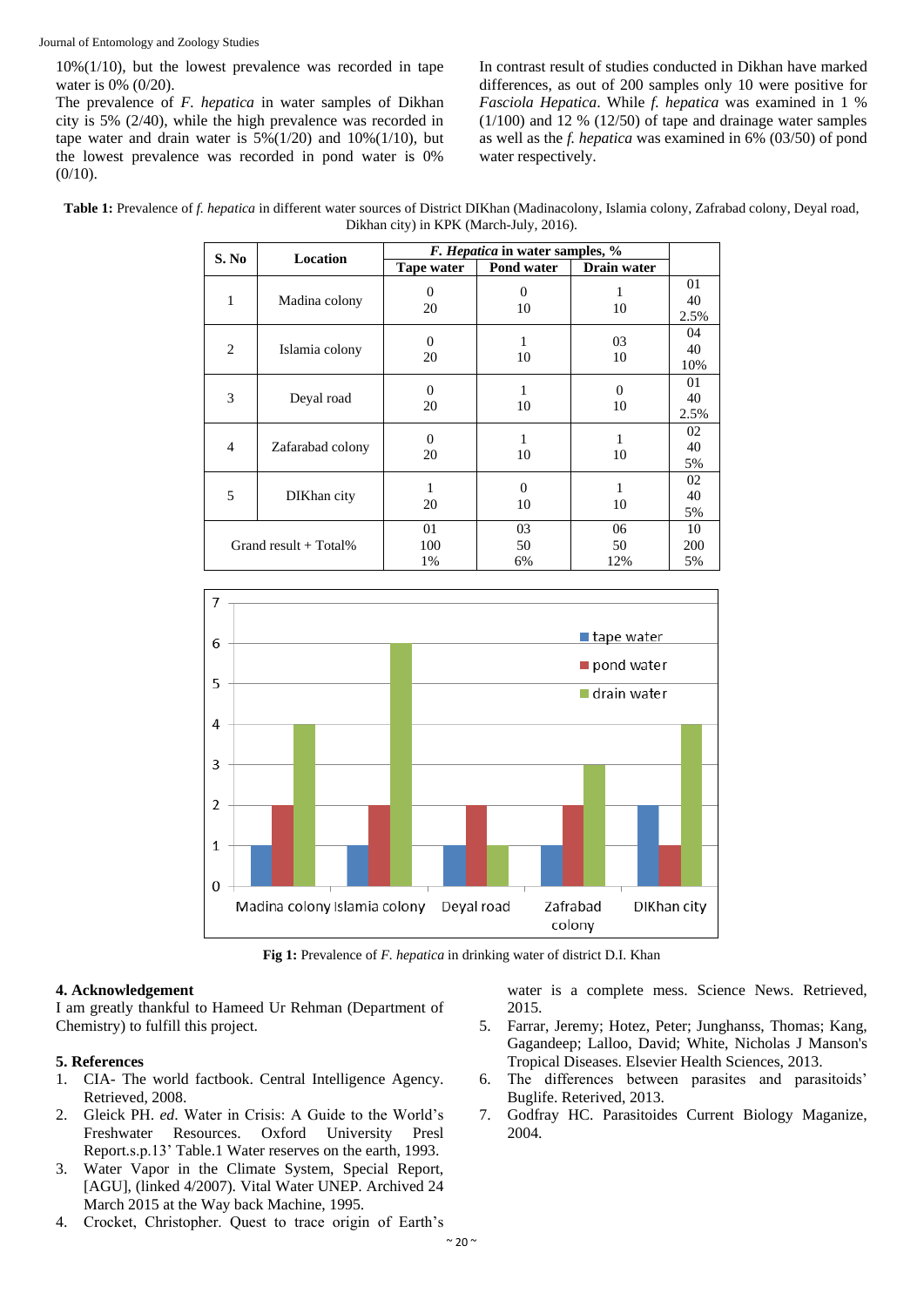10%(1/10), but the lowest prevalence was recorded in tape water is 0% (0/20).

The prevalence of *F. hepatica* in water samples of Dikhan city is 5% (2/40), while the high prevalence was recorded in tape water and drain water is 5%(1/20) and 10%(1/10), but the lowest prevalence was recorded in pond water is 0% (0/10).

In contrast result of studies conducted in Dikhan have marked differences, as out of 200 samples only 10 were positive for *Fasciola Hepatica*. While *f. hepatica* was examined in 1 % (1/100) and 12 % (12/50) of tape and drainage water samples as well as the *f. hepatica* was examined in 6% (03/50) of pond water respectively.

**Table 1:** Prevalence of *f. hepatica* in different water sources of District DIKhan (Madinacolony, Islamia colony, Zafrabad colony, Deyal road, Dikhan city) in KPK (March-July, 2016).

| S. No | Location | *F. Hepatica* in water samples, % | | | |
|---|---|---|---|---|---|
| | | Tape water | Pond water | Drain water | |
| 1 | Madina colony | 0 20 | 0 10 | 1 10 | 01 40 2.5% |
| 2 | Islamia colony | 0 20 | 1 10 | 03 10 | 04 40 10% |
| 3 | Deyal road | 0 20 | 1 10 | 0 10 | 01 40 2.5% |
| 4 | Zafarabad colony | 0 20 | 1 10 | 1 10 | 02 40 5% |
| 5 | DIKhan city | 1 20 | 0 10 | 1 10 | 02 40 5% |
| Grand result + Total% | | 01 100 1% | 03 50 6% | 06 50 12% | 10 200 5% |

7
6
5
4
3
2
1
0

tape water
pond water
drain water

Madina colony
Islamia colony
Deyal road
Zafrabad colony
DIKhan city

**Fig 1:** Prevalence of *F. hepatica* in drinking water of district D.I. Khan

## 4. Acknowledgement

I am greatly thankful to Hameed Ur Rehman (Department of Chemistry) to fulfill this project.

## 5. References

1. CIA- The world factbook. Central Intelligence Agency. Retrieved, 2008.
2. Gleick PH. *ed*. Water in Crisis: A Guide to the World's Freshwater Resources. Oxford University Presl Report.s.p.13' Table.1 Water reserves on the earth, 1993.
3. Water Vapor in the Climate System, Special Report, [AGU], (linked 4/2007). Vital Water UNEP. Archived 24 March 2015 at the Way back Machine, 1995.
4. Crocket, Christopher. Quest to trace origin of Earth's water is a complete mess. Science News. Retrieved, 2015.
5. Farrar, Jeremy; Hotez, Peter; Junghanss, Thomas; Kang, Gagandeep; Lalloo, David; White, Nicholas J Manson's Tropical Diseases. Elsevier Health Sciences, 2013.
6. The differences between parasites and parasitoids' Buglife. Reterived, 2013.
7. Godfray HC. Parasitoides Current Biology Maganize, 2004.